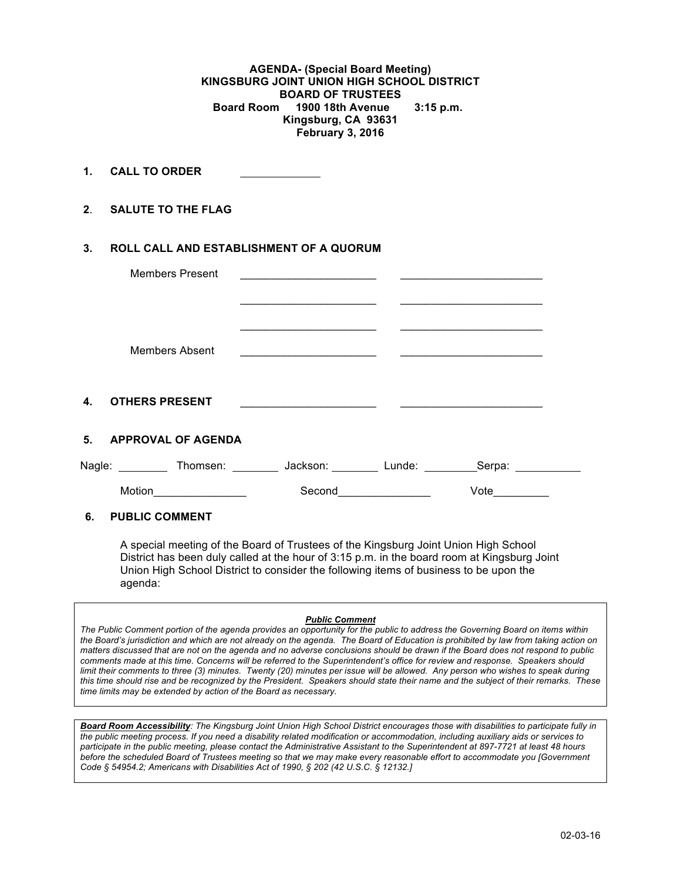**AGENDA- (Special Board Meeting)**
**KINGSBURG JOINT UNION HIGH SCHOOL DISTRICT**
**BOARD OF TRUSTEES**
**Board Room 1900 18th Avenue 3:15 p.m.**
**Kingsburg, CA 93631**
**February 3, 2016**

**1. CALL TO ORDER** ____________

**2. SALUTE TO THE FLAG**

**3. ROLL CALL AND ESTABLISHMENT OF A QUORUM**

Members Present ______________________ ______________________

______________________ ______________________

______________________ ______________________

Members Absent ______________________ ______________________

**4. OTHERS PRESENT** ______________________ ______________________

**5. APPROVAL OF AGENDA**

Nagle: ________ Thomsen: ________ Jackson: ________ Lunde: ________ Serpa: __________

Motion_______________ Second_______________ Vote_________

**6. PUBLIC COMMENT**

A special meeting of the Board of Trustees of the Kingsburg Joint Union High School District has been duly called at the hour of 3:15 p.m. in the board room at Kingsburg Joint Union High School District to consider the following items of business to be upon the agenda:

***Public Comment***

*The Public Comment portion of the agenda provides an opportunity for the public to address the Governing Board on items within the Board's jurisdiction and which are not already on the agenda. The Board of Education is prohibited by law from taking action on matters discussed that are not on the agenda and no adverse conclusions should be drawn if the Board does not respond to public comments made at this time. Concerns will be referred to the Superintendent's office for review and response. Speakers should limit their comments to three (3) minutes. Twenty (20) minutes per issue will be allowed. Any person who wishes to speak during this time should rise and be recognized by the President. Speakers should state their name and the subject of their remarks. These time limits may be extended by action of the Board as necessary.*

***Board Room Accessibility****: The Kingsburg Joint Union High School District encourages those with disabilities to participate fully in the public meeting process. If you need a disability related modification or accommodation, including auxiliary aids or services to participate in the public meeting, please contact the Administrative Assistant to the Superintendent at 897-7721 at least 48 hours before the scheduled Board of Trustees meeting so that we may make every reasonable effort to accommodate you [Government Code § 54954.2; Americans with Disabilities Act of 1990, § 202 (42 U.S.C. § 12132.]*

02-03-16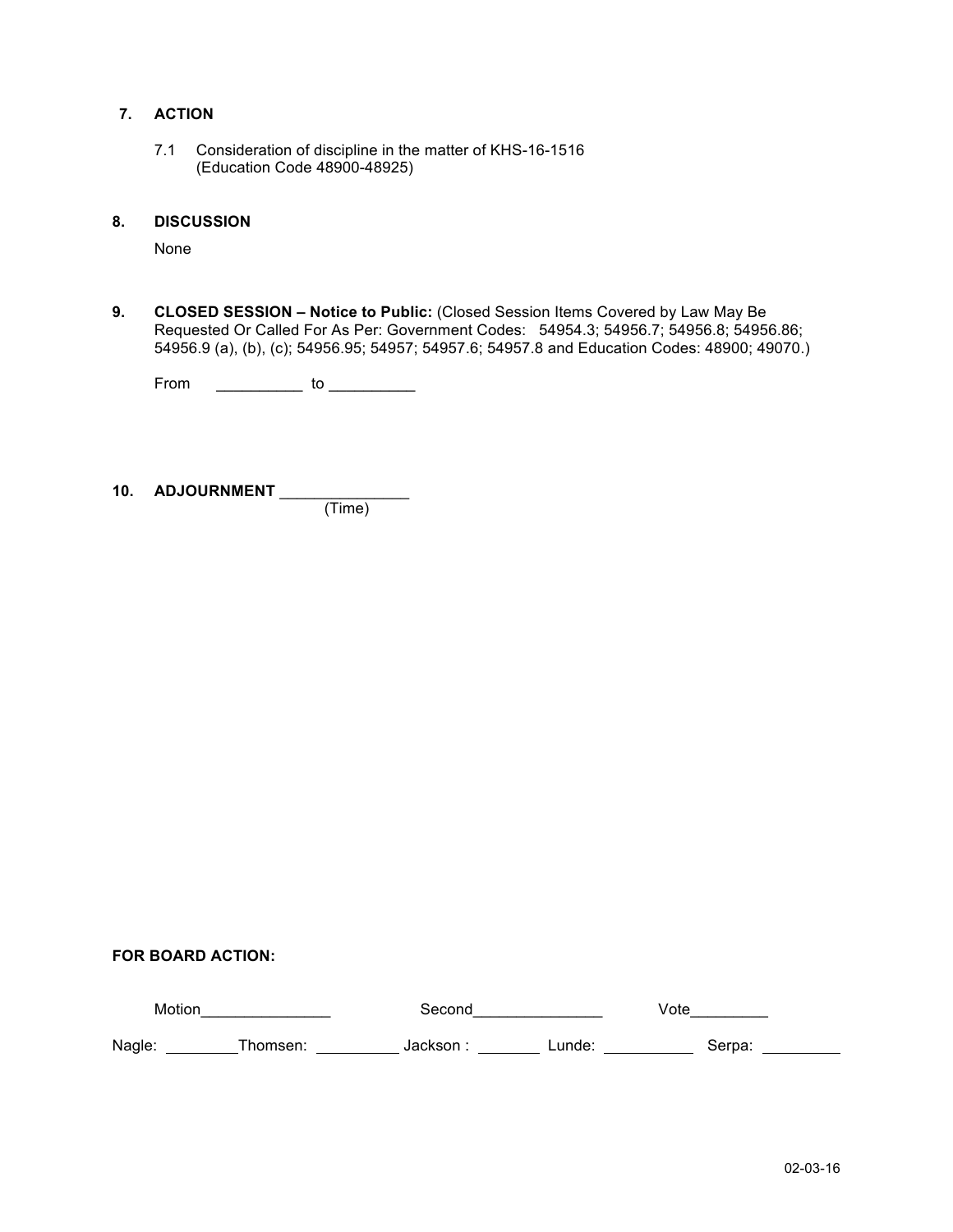**7. ACTION**

7.1 Consideration of discipline in the matter of KHS-16-1516
(Education Code 48900-48925)

**8. DISCUSSION**

None

**9. CLOSED SESSION – Notice to Public:** (Closed Session Items Covered by Law May Be Requested Or Called For As Per: Government Codes: 54954.3; 54956.7; 54956.8; 54956.86; 54956.9 (a), (b), (c); 54956.95; 54957; 54957.6; 54957.8 and Education Codes: 48900; 49070.)

From __________ to __________

**10. ADJOURNMENT** _______________
(Time)

**FOR BOARD ACTION:**

Motion_______________ Second_______________ Vote_________

Nagle: ________Thomsen: __________ Jackson : ________ Lunde: ___________ Serpa: _________

02-03-16